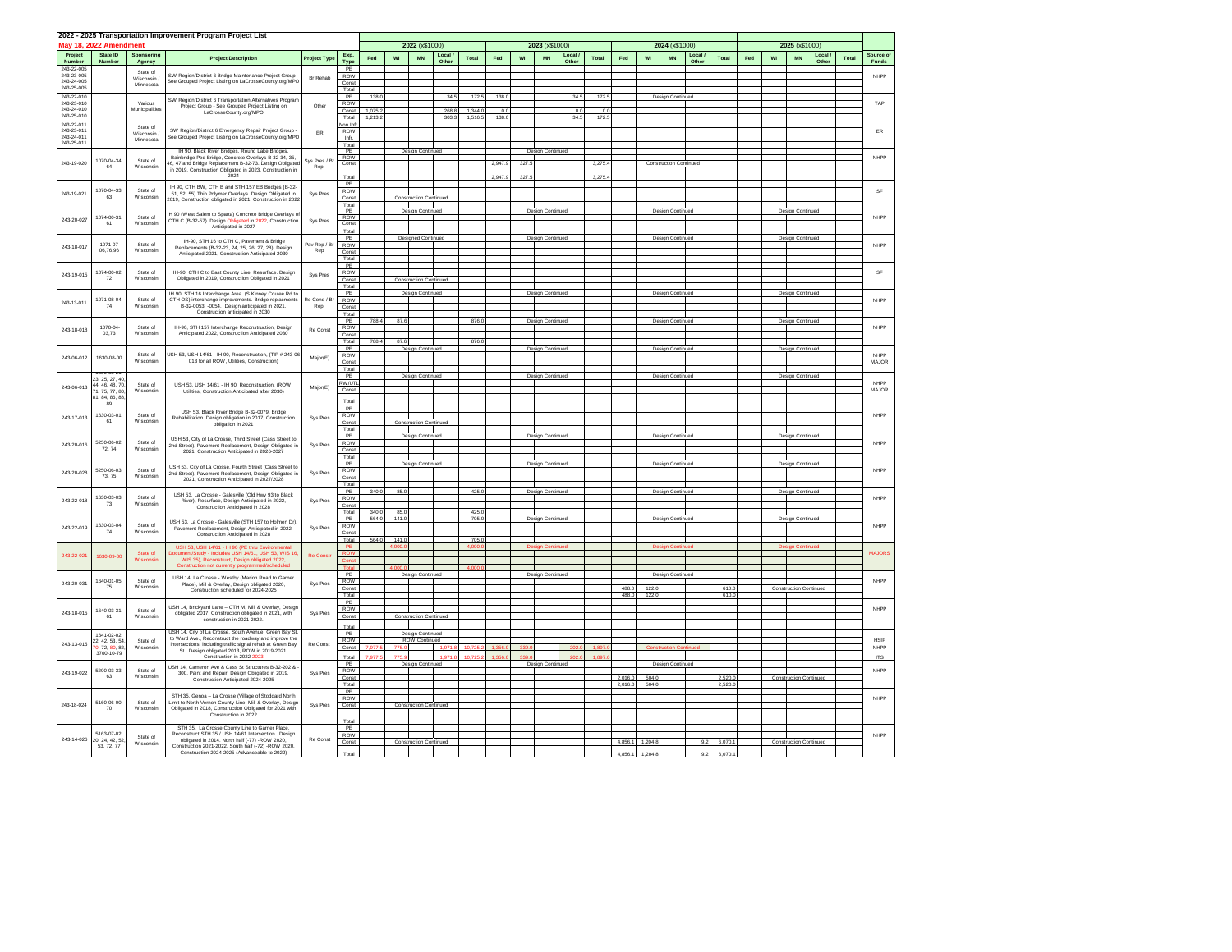# 2022 - 2025 Transportation Improvement Program Project List

**May 18, 2022 Amendment**

| Project Number | State ID Number | Sponsoring Agency | Project Description | Project Type | Exp. Type | 2022 (x$1000) | | | | | 2023 (x$1000) | | | | | 2024 (x$1000) | | | | | 2025 (x$1000) | | | | | Source of Funds |
|---|---|---|---|---|---|---|---|---|---|---|---|---|---|---|---|---|---|---|---|---|---|---|---|---|---|---|
| | | | | | | Fed | WI | MN | Local / Other | Total | Fed | WI | MN | Local / Other | Total | Fed | WI | MN | Local / Other | Total | Fed | WI | MN | Local / Other | Total | |
| 243-22-005 243-23-005 243-24-005 243-25-005 | | State of Wisconsin / Minnesota | SW Region/District 6 Bridge Maintenance Project Group - See Grouped Project Listing on LaCrosseCounty.org/MPO | Br Rehab | PE | | | | | | | | | | | | | | | | | | | | | NHPP |
| | | | | | ROW | | | | | | | | | | | | | | | | | | | | | |
| | | | | | Const | | | | | | | | | | | | | | | | | | | | | |
| | | | | | Total | | | | | | | | | | | | | | | | | | | | | |
| 243-22-010 243-23-010 243-24-010 243-25-010 | | Various Municipalities | SW Region/District 6 Transportation Alternatives Program Project Group - See Grouped Project Listing on LaCrosseCounty.org/MPO | Other | PE | 138.0 | | | 34.5 | 172.5 | 138.0 | | | 34.5 | 172.5 | Design Continued | | | | | | | | | | TAP |
| | | | | | ROW | | | | | | | | | | | | | | | | | | | | | |
| | | | | | Const | 1,075.2 | | | 268.8 | 1,344.0 | 0.0 | | | 0.0 | 0.0 | | | | | | | | | | | |
| | | | | | Total | 1,213.2 | | | 303.3 | 1,516.5 | 138.0 | | | 34.5 | 172.5 | | | | | | | | | | | |
| 243-22-011 243-23-011 243-24-011 243-25-011 | | State of Wisconsin / Minnesota | SW Region/District 6 Emergency Repair Project Group - See Grouped Project Listing on LaCrosseCounty.org/MPO | ER | Non Infr. | | | | | | | | | | | | | | | | | | | | | ER |
| | | | | | ROW | | | | | | | | | | | | | | | | | | | | | |
| | | | | | Infr. | | | | | | | | | | | | | | | | | | | | | |
| | | | | | Total | | | | | | | | | | | | | | | | | | | | | |
| 243-19-020 | 1070-04-34, 64 | State of Wisconsin | IH 90, Black River Bridges, Round Lake Bridges, Bainbridge Ped Bridge, Concrete Overlays B-32-34, 35, 46, 47 and Bridge Replacement B-32-73. Design Obligated in 2019, Construction Obligated in 2023, Construction in 2024 | Sys Pres / Br Repl | PE | Design Continued | | | | | Design Continued | | | | | | | | | | | | | | | NHPP |
| | | | | | ROW | | | | | | | | | | | | | | | | | | | | | |
| | | | | | Const | | | | | | 2,947.9 | 327.5 | | | 3,275.4 | Construction Continued | | | | | | | | | | |
| | | | | | Total | | | | | | 2,947.9 | 327.5 | | | 3,275.4 | | | | | | | | | | | |
| 243-19-021 | 1070-04-33, 63 | State of Wisconsin | IH 90, CTH BW, CTH B and STH 157 EB Bridges (B-32-51, 52, 55) Thin Polymer Overlays. Design Obligated in 2019, Construction obligated in 2019, Construction in 2022 | Sys Pres | PE | | | | | | | | | | | | | | | | | | | | | SF |
| | | | | | ROW | | | | | | | | | | | | | | | | | | | | | |
| | | | | | Const | Construction Continued | | | | | | | | | | | | | | | | | | | | |
| | | | | | Total | | | | | | | | | | | | | | | | | | | | | |
| 243-20-027 | 1074-00-31, 61 | State of Wisconsin | IH 90 (West Salem to Sparta) Concrete Bridge Overlays of CTH C (B-32-57). Design Obligated in 2022, Construction Anticipated in 2027 | Sys Pres | PE | Design Continued | | | | | Design Continued | | | | | Design Continued | | | | | Design Continued | | | | | NHPP |
| | | | | | ROW | | | | | | | | | | | | | | | | | | | | | |
| | | | | | Const | | | | | | | | | | | | | | | | | | | | | |
| | | | | | Total | | | | | | | | | | | | | | | | | | | | | |
| 243-18-017 | 1071-07-06,76,96 | State of Wisconsin | IH-90, STH 16 to CTH C, Pavement & Bridge Replacements (B-32-23, 24, 25, 26, 27, 28), Design Anticipated 2021, Construction Anticipated 2030 | Pav Rep / Br Rep | PE | Designed Continued | | | | | Design Continued | | | | | Design Continued | | | | | Design Continued | | | | | NHPP |
| | | | | | ROW | | | | | | | | | | | | | | | | | | | | | |
| | | | | | Const | | | | | | | | | | | | | | | | | | | | | |
| | | | | | Total | | | | | | | | | | | | | | | | | | | | | |
| 243-19-015 | 1074-00-02, 72 | State of Wisconsin | IH-90, CTH C to East County Line, Resurface. Design Obligated in 2019, Construction Obligated in 2021 | Sys Pres | PE | | | | | | | | | | | | | | | | | | | | | SF |
| | | | | | ROW | | | | | | | | | | | | | | | | | | | | | |
| | | | | | Const | Construction Continued | | | | | | | | | | | | | | | | | | | | |
| | | | | | Total | | | | | | | | | | | | | | | | | | | | | |
| 243-13-011 | 1071-08-04, 74 | State of Wisconsin | IH 90, STH 16 Interchange Area. (S Kinney Coulee Rd to CTH OS) interchange improvements. Bridge replacments B-32-0053, -0054. Design anticipated in 2021. Construction anticipated in 2030 | Re Cond / Br Repl | PE | Design Continued | | | | | Design Continued | | | | | Design Continued | | | | | Design Continued | | | | | NHPP |
| | | | | | ROW | | | | | | | | | | | | | | | | | | | | | |
| | | | | | Const | | | | | | | | | | | | | | | | | | | | | |
| | | | | | Total | | | | | | | | | | | | | | | | | | | | | |
| 243-18-018 | 1070-04-03,73 | State of Wisconsin | IH-90, STH 157 Interchange Reconstruction, Design Anticipated 2022, Construction Anticipated 2030 | Re Const | PE | 788.4 | 87.6 | | | 876.0 | Design Continued | | | | | Design Continued | | | | | Design Continued | | | | | NHPP |
| | | | | | ROW | | | | | | | | | | | | | | | | | | | | | |
| | | | | | Const | | | | | | | | | | | | | | | | | | | | | |
| | | | | | Total | 788.4 | 87.6 | | | 876.0 | | | | | | | | | | | | | | | | |
| 243-06-012 | 1630-08-00 | State of Wisconsin | USH 53, USH 14/61 - IH 90, Reconstruction, (TIP # 243-06-013 for all ROW, Utilities, Construction) | Major(E) | PE | Design Continued | | | | | Design Continued | | | | | Design Continued | | | | | Design Continued | | | | | NHPP MAJOR |
| | | | | | ROW | | | | | | | | | | | | | | | | | | | | | |
| | | | | | Const | | | | | | | | | | | | | | | | | | | | | |
| | | | | | Total | | | | | | | | | | | | | | | | | | | | | |
| 243-06-013 | 1630-08-21, 23, 25, 27, 40, 44, 46, 48, 70, 71, 75, 77, 80, 81, 84, 86, 88, 89 | State of Wisconsin | USH 53, USH 14/61 - IH 90, Reconstruction, (ROW, Utilities, Construction Anticipated after 2030) | Major(E) | PE | Design Continued | | | | | Design Continued | | | | | Design Continued | | | | | Design Continued | | | | | NHPP MAJOR |
| | | | | | RW/UTL | | | | | | | | | | | | | | | | | | | | | |
| | | | | | Const | | | | | | | | | | | | | | | | | | | | | |
| | | | | | Total | | | | | | | | | | | | | | | | | | | | | |
| 243-17-013 | 1630-03-01, 61 | State of Wisconsin | USH 53, Black River Bridge B-32-0079, Bridge Rehabilitation. Design obligation in 2017, Construction obligation in 2021 | Sys Pres | PE | | | | | | | | | | | | | | | | | | | | | NHPP |
| | | | | | ROW | | | | | | | | | | | | | | | | | | | | | |
| | | | | | Const | Construction Continued | | | | | | | | | | | | | | | | | | | | |
| | | | | | Total | | | | | | | | | | | | | | | | | | | | | |
| 243-20-016 | 5250-06-02, 72, 74 | State of Wisconsin | USH 53, City of La Crosse, Third Street (Cass Street to 2nd Street), Pavement Replacement, Design Obligated in 2021, Construction Anticipated in 2026-2027 | Sys Pres | PE | Design Continued | | | | | Design Continued | | | | | Design Continued | | | | | Design Continued | | | | | NHPP |
| | | | | | ROW | | | | | | | | | | | | | | | | | | | | | |
| | | | | | Const | | | | | | | | | | | | | | | | | | | | | |
| | | | | | Total | | | | | | | | | | | | | | | | | | | | | |
| 243-20-028 | 5250-06-03, 73, 75 | State of Wisconsin | USH 53, City of La Crosse, Fourth Street (Cass Street to 2nd Street), Pavement Replacement, Design Obligated in 2021, Construction Anticipated in 2027/2028 | Sys Pres | PE | Design Continued | | | | | Design Continued | | | | | Design Continued | | | | | Design Continued | | | | | NHPP |
| | | | | | ROW | | | | | | | | | | | | | | | | | | | | | |
| | | | | | Const | | | | | | | | | | | | | | | | | | | | | |
| | | | | | Total | | | | | | | | | | | | | | | | | | | | | |
| 243-22-018 | 1630-03-03, 73 | State of Wisconsin | USH 53, La Crosse - Galesville (Old Hwy 93 to Black River), Resurface, Design Anticipated in 2022, Construction Anticipated in 2028 | Sys Pres | PE | 340.0 | 85.0 | | | 425.0 | Design Continued | | | | | Design Continued | | | | | Design Continued | | | | | NHPP |
| | | | | | ROW | | | | | | | | | | | | | | | | | | | | | |
| | | | | | Const | | | | | | | | | | | | | | | | | | | | | |
| | | | | | Total | 340.0 | 85.0 | | | 425.0 | | | | | | | | | | | | | | | | |
| 243-22-019 | 1630-03-04, 74 | State of Wisconsin | USH 53, La Crosse - Galesville (STH 157 to Holmen Dr), Pavement Replacement, Design Anticipated in 2022, Construction Anticipated in 2028 | Sys Pres | PE | 564.0 | 141.0 | | | 705.0 | Design Continued | | | | | Design Continued | | | | | Design Continued | | | | | NHPP |
| | | | | | ROW | | | | | | | | | | | | | | | | | | | | | |
| | | | | | Const | | | | | | | | | | | | | | | | | | | | | |
| | | | | | Total | 564.0 | 141.0 | | | 705.0 | | | | | | | | | | | | | | | | |
| 243-22-021 | 1630-09-00 | State of Wisconsin | USH 53, USH 14/61 - IH 90 (PE thru Environmental Document/Study - Includes USH 14/61, USH 53, WIS 16, WIS 35), Reconstruct, Design obligated 2022, Construction not currently programmed/scheduled | Re Constr | PE | | 4,000.0 | | | 4,000.0 | Design Continued | | | | | Design Continued | | | | | Design Continued | | | | | MAJORS |
| | | | | | ROW | | | | | | | | | | | | | | | | | | | | | |
| | | | | | Const | | | | | | | | | | | | | | | | | | | | | |
| | | | | | Total | | 4,000.0 | | | 4,000.0 | | | | | | | | | | | | | | | | |
| 243-20-031 | 1640-01-05, 75 | State of Wisconsin | USH 14, La Crosse - Westby (Marion Road to Garner Place), Mill & Overlay, Design obligated 2020, Construction scheduled for 2024-2025 | Sys Pres | PE | Design Continued | | | | | Design Continued | | | | | Design Continued | | | | | | | | | | NHPP |
| | | | | | ROW | | | | | | | | | | | | | | | | | | | | | |
| | | | | | Const | | | | | | | | | | | 488.0 | 122.0 | | | 610.0 | Construction Continued | | | | | |
| | | | | | Total | | | | | | | | | | | 488.0 | 122.0 | | | 610.0 | | | | | | |
| 243-18-015 | 1640-03-31, 61 | State of Wisconsin | USH 14, Brickyard Lane – CTH M, Mill & Overlay, Design obligated 2017, Construction obligated in 2021, with construction in 2021-2022 | Sys Pres | PE | | | | | | | | | | | | | | | | | | | | | NHPP |
| | | | | | ROW | | | | | | | | | | | | | | | | | | | | | |
| | | | | | Const | Construction Continued | | | | | | | | | | | | | | | | | | | | |
| | | | | | Total | | | | | | | | | | | | | | | | | | | | | |
| 243-13-015 | 1641-02-02, 22, 42, 53, 54, 70, 72, 80, 82, 3700-10-79 | State of Wisconsin | USH 14, City of La Crosse, South Avenue; Green Bay St. to Ward Ave., Reconstruct the roadway and improve the intersections, including traffic signal rehab at Green Bay St. Design obligated 2013, ROW in 2019-2021, Construction in 2022-2023 | Re Const | PE | Design Continued | | | | | | | | | | | | | | | | | | | | HSIP NHPP ITS |
| | | | | | ROW | ROW Continued | | | | | | | | | | | | | | | | | | | | |
| | | | | | Const | 7,977.5 | 775.9 | | 1,971.8 | 10,725.2 | 1,356.0 | 339.0 | | 202.0 | 1,897.0 | Construction Continued | | | | | | | | | | |
| | | | | | Total | 7,977.5 | 775.9 | | 1,971.8 | 10,725.2 | 1,356.0 | 339.0 | | 202.0 | 1,897.0 | | | | | | | | | | | |
| 243-19-022 | 5200-03-33, 63 | State of Wisconsin | USH 14, Cameron Ave & Cass St Structures B-32-202 & -300, Paint and Repair. Design Obligated in 2019, Construction Anticipated 2024-2025 | Sys Pres | PE | Design Continued | | | | | Design Continued | | | | | Design Continued | | | | | | | | | | NHPP |
| | | | | | ROW | | | | | | | | | | | | | | | | | | | | | |
| | | | | | Const | | | | | | | | | | | 2,016.0 | 504.0 | | | 2,520.0 | Construction Continued | | | | | |
| | | | | | Total | | | | | | | | | | | 2,016.0 | 504.0 | | | 2,520.0 | | | | | | |
| 243-18-024 | 5160-06-00, 70 | State of Wisconsin | STH 35, Genoa – La Crosse (Village of Stoddard North Limit to North Vernon County Line), Mill & Overlay, Design Obligated in 2018, Construction Obligated for 2021 with Construction in 2022 | Sys Pres | PE | | | | | | | | | | | | | | | | | | | | | NHPP |
| | | | | | ROW | | | | | | | | | | | | | | | | | | | | | |
| | | | | | Const | Construction Continued | | | | | | | | | | | | | | | | | | | | |
| | | | | | Total | | | | | | | | | | | | | | | | | | | | | |
| 243-14-026 | 5163-07-02, 20, 24, 42, 52, 53, 72, 77 | State of Wisconsin | STH 35, La Crosse County Line to Garner Place, Reconstruct STH 35 / USH 14/61 Intersection. Design obligated in 2014. North half (-77) -ROW 2020, Construction 2021-2022. South half (-72) -ROW 2020, Construction 2024-2025 (Advanceable to 2022) | Re Const | PE | | | | | | | | | | | | | | | | | | | | | NHPP |
| | | | | | ROW | | | | | | | | | | | | | | | | | | | | | |
| | | | | | Const | Construction Continued | | | | | | | | | | 4,856.1 | 1,204.8 | | 9.2 | 6,070.1 | Construction Continued | | | | | |
| | | | | | Total | | | | | | | | | | | 4,856.1 | 1,204.8 | | 9.2 | 6,070.1 | | | | | | |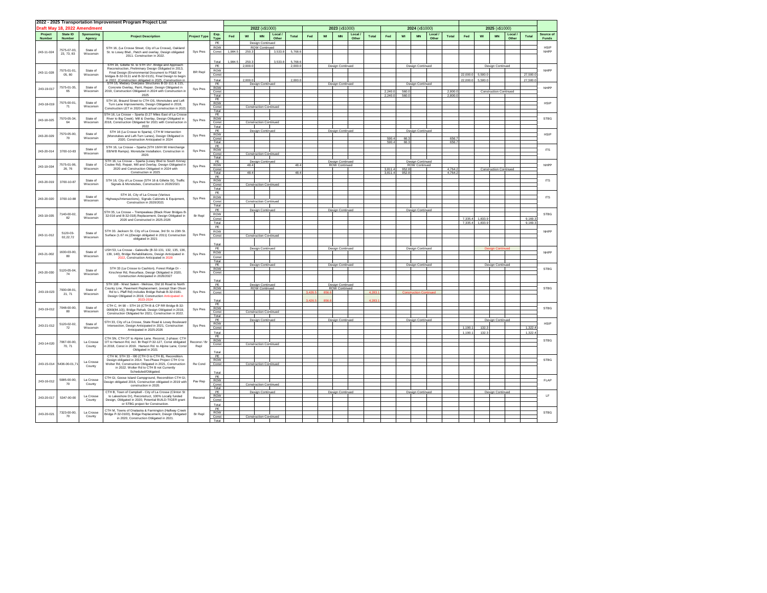## 2022 - 2025 Transportation Improvement Program Project List

**Draft May 18, 2022 Amendment**

| Project Number | State ID Number | Sponsoring Agency | Project Description | Project Type | Exp. Type | 2022 (x$1000) Fed | WI | MN | Local / Other | Total | 2023 (x$1000) Fed | WI | MN | Local / Other | Total | 2024 (x$1000) Fed | WI | MN | Local / Other | Total | 2025 (x$1000) Fed | WI | MN | Local / Other | Total | Source of Funds |
|---|---|---|---|---|---|---|---|---|---|---|---|---|---|---|---|---|---|---|---|---|---|---|---|---|---|---|
| 243-11-024 | 7575-07-03, 23, 73, 83 | State of Wisconsin | STH 16, (La Crosse Street, City of La Crosse), Oakland St. to Losey Blvd., Patch and overlay, Design obligated 2011. Construction in 2022. | Sys Pres | PE | | Design Continued | | | | | | | | | | | | | | | | | | | HSIP NHPP |
| | | | | | ROW | | ROW Continued | | | | | | | | | | | | | | | | | | | |
| | | | | | Const | 1,984.5 | 250.3 | | 3,533.8 | 5,768.6 | | | | | | | | | | | | | | | | |
| | | | | | Total | 1,984.5 | 250.3 | | 3,533.8 | 5,768.6 | | | | | | | | | | | | | | | | |
| 243-11-028 | 7575-01-01, 05, 80 | State of Wisconsin | STH 16, Gillette St. to STH 157. Bridge and Approach Reconstruction, Preliminary Design Obligated in 2013, Final Design (Environmental Document to PS&E for bridges B-32-0111 and B-32-0115), Final Design to begin in 2022. (Construction obligated in 2025. Construction in | BR Repl | PE | | 2,000.0 | | | 2,000.0 | Design Continued | | | | | Design Continued | | | | | Design Continued | | | | | NHPP |
| | | | | | ROW | | | | | | | | | | | | | | | | | | | | | |
| | | | | | Const | | | | | | | | | | | | | | | | 22,000.0 | 5,500.0 | | | 27,500.0 | |
| | | | | | Total | | 2,000.0 | | | 2,000.0 | | | | | | | | | | | 22,000.0 | 5,500.0 | | | 27,500.0 | |
| 243-19-017 | 7575-01-35, 65 | State of Wisconsin | STH 16, Medary Overpass Structures B-32-111 & 115, Concrete Overlay, Paint, Repair. Design Obligated in 2019, Construction Obligated in 2024 with Construction in 2025 | Sys Pres | PE | | Design Continued | | | | Design Continued | | | | | Design Continued | | | | | | | | | | NHPP |
| | | | | | ROW | | | | | | | | | | | | | | | | | | | | | |
| | | | | | Const | | | | | | | | | | | 2,240.0 | 560.0 | | | 2,800.0 | Construction Continued | | | | | |
| | | | | | Total | | | | | | | | | | | 2,240.0 | 560.0 | | | 2,800.0 | | | | | | |
| 243-18-019 | 7575-00-01, 71 | State of Wisconsin | STH 16, Braund Street to CTH OS, Monotubes and Left Turn Lane Improvements, Design Obligated in 2018, Construction LET in 2020 with actual construction in 2021 | Sys Pres | PE | | | | | | | | | | | | | | | | | | | | | HSIP |
| | | | | | ROW | | | | | | | | | | | | | | | | | | | | | |
| | | | | | Const | | Construction Continued | | | | | | | | | | | | | | | | | | | |
| | | | | | Total | | | | | | | | | | | | | | | | | | | | | |
| 243-18-025 | 7570-05-34, 64 | State of Wisconsin | STH 16, La Crosse – Sparta (0.27 Miles East of La Crosse River to Big Creek), Mill & Overlay, Design Obligated in 2018, Construction Obligated for 2021 with Construction in 2022 | Sys Pres | PE | | | | | | | | | | | | | | | | | | | | | STBG |
| | | | | | ROW | | | | | | | | | | | | | | | | | | | | | |
| | | | | | Const | | Construction Continued | | | | | | | | | | | | | | | | | | | |
| | | | | | Total | | | | | | | | | | | | | | | | | | | | | |
| 243-20-029 | 7570-05-00, 70 | State of Wisconsin | STH 16 (La Crosse to Sparta), CTH M Intersection (Monotubes and Left-Turn Lanes), Design Obligated in 2020, Construction Anticipated in 2024 | Sys Pres | PE | | Design Continued | | | | Design Continued | | | | | Design Continued | | | | | | | | | | HSIP |
| | | | | | ROW | | | | | | | | | | | | | | | | | | | | | |
| | | | | | Const | | | | | | | | | | | 590.4 | 66.3 | | | 656.7 | | | | | | |
| | | | | | Total | | | | | | | | | | | 590.4 | 66.3 | | | 656.7 | | | | | | |
| 243-20-014 | 3700-10-83 | State of Wisconsin | STH 16, La Crosse – Sparta (STH 16/IH 90 Interchange EB/WB Ramps). Monotube Installation. Construction in 2020. | Sys Pres | PE | | | | | | | | | | | | | | | | | | | | | ITS |
| | | | | | ROW | | | | | | | | | | | | | | | | | | | | | |
| | | | | | Const | | Construction Continued | | | | | | | | | | | | | | | | | | | |
| | | | | | Total | | | | | | | | | | | | | | | | | | | | | |
| 243-19-034 | 7575-01-06, 26, 76 | State of Wisconsin | STH 16, La Crosse – Sparta (Losey Blvd to South Kinney Coulee Rd). Repair, Mill and Overlay, Design Obligated in 2020 and Construction Obligated in 2024 with Construction in 2025 | Sys Pres | PE | | Design Continued | | | | Design Continued | | | | | Design Continued | | | | | | | | | | NHPP |
| | | | | | ROW | | 48.4 | | | 48.4 | ROW Continued | | | | | ROW Continued | | | | | | | | | | |
| | | | | | Const | | | | | | | | | | | 3,811.4 | 952.8 | | | 4,764.2 | Construction Continued | | | | | |
| | | | | | Total | | 48.4 | | | 48.4 | | | | | | 3,811.4 | 952.8 | | | 4,764.2 | | | | | | |
| 243-20-019 | 3700-10-87 | State of Wisconsin | STH 16, City of La Crosse (STH 16 & Gillette St), Traffic Signals & Monotubes, Construction in 2020/2021 | Sys Pres | PE | | | | | | | | | | | | | | | | | | | | | ITS |
| | | | | | ROW | | | | | | | | | | | | | | | | | | | | | |
| | | | | | Const | | Construction Continued | | | | | | | | | | | | | | | | | | | |
| | | | | | Total | | | | | | | | | | | | | | | | | | | | | |
| 243-20-020 | 3700-10-88 | State of Wisconsin | STH 16, City of La Crosse (Various Highways/Intersections), Signals Cabinets & Equipment, Construction in 2020/2021 | Sys Pres | PE | | | | | | | | | | | | | | | | | | | | | ITS |
| | | | | | ROW | | | | | | | | | | | | | | | | | | | | | |
| | | | | | Const | | Construction Continued | | | | | | | | | | | | | | | | | | | |
| | | | | | Total | | | | | | | | | | | | | | | | | | | | | |
| 243-19-035 | 7140-00-02, 82 | State of Wisconsin | STH 35, La Crosse – Trempealeau (Black River Bridges B-32-016 and B-32-018) Replacement, Design Obligated in 2020 and Constructed in 2025-2026 | Br Repl | PE | | Design Continued | | | | Design Continued | | | | | Design Continued | | | | | | | | | | STBG |
| | | | | | ROW | | | | | | | | | | | | | | | | | | | | | |
| | | | | | Const | | | | | | | | | | | | | | | | 7,335.4 | 1,833.9 | | | 9,169.3 | |
| | | | | | Total | | | | | | | | | | | | | | | | 7,335.4 | 1,833.9 | | | 9,169.3 | |
| 243-11-012 | 5120-03-02,22,72 | State of Wisconsin | STH 33. Jackson St. City of La Crosse, 3rd St. to 23th St. Surface (1.67 mi.)(Design obligated in 2011) Construction obligated in 2021 | Sys Pres | PE | | | | | | | | | | | | | | | | | | | | | NHPP |
| | | | | | ROW | | | | | | | | | | | | | | | | | | | | | |
| | | | | | Const | | Construction Continued | | | | | | | | | | | | | | | | | | | |
| | | | | | Total | | | | | | | | | | | | | | | | | | | | | |
| 243-21-002 | 1630-03-00, 80 | State of Wisconsin | USH 53, La Crosse - Galesville (B-32-131, 132, 135, 136, 139, 140), Bridge Rehabilitations, Design Anticipated in 2022, Construction Anticipated in 2028 | Sys Pres | PE | | Design Continued | | | | Design Continued | | | | | Design Continued | | | | | Design Continued | | | | | NHPP |
| | | | | | ROW | | | | | | | | | | | | | | | | | | | | | |
| | | | | | Const | | | | | | | | | | | | | | | | | | | | | |
| | | | | | Total | | | | | | | | | | | | | | | | | | | | | |
| 243-20-030 | 5120-05-04, 74 | State of Wisconsin | STH 33 (La Crosse to Cashton), Forest Ridge Dr - Kirschner Rd, Resurface, Design Obligated in 2020, Construction Anticipated in 2026/2027 | Sys Pres | PE | | Design Continued | | | | Design Continued | | | | | Design Continued | | | | | Design Continued | | | | | STBG |
| | | | | | ROW | | | | | | | | | | | | | | | | | | | | | |
| | | | | | Const | | | | | | | | | | | | | | | | | | | | | |
| | | | | | Total | | | | | | | | | | | | | | | | | | | | | |
| 243-19-023 | 7930-08-01, 21, 71 | State of Wisconsin | STH 108 - West Salem - Melrose, Old 16 Road to North County Line, Pavement Replacement, (except Stan Olson Rd to L Pfaff Rd) includes Bridge Rehab B-32-0181, Design Obligated in 2019, Construction Anticipated in 2023-2024 | Sys Pres | PE | | Design Continued | | | | Design Continued | | | | | | | | | | | | | | | STBG |
| | | | | | ROW | | ROW Continued | | | | ROW Continued | | | | | | | | | | | | | | | |
| | | | | | Const | | | | | | 3,426.5 | 856.6 | | | 4,283.1 | Construction Continued | | | | | | | | | | |
| | | | | | Total | | | | | | 3,426.5 | 856.6 | | | 4,283.1 | | | | | | | | | | | |
| 243-19-012 | 7048-00-00, 80 | State of Wisconsin | CTH C, IH 90 – STH 16 (CTH B & CP RR Bridge B-32-0069(84.10)), Bridge Rehab, Design Obligated in 2019, Construction Obligated for 2021, Construction in 2022. | Sys Pres | PE | | | | | | | | | | | | | | | | | | | | | STBG |
| | | | | | ROW | | | | | | | | | | | | | | | | | | | | | |
| | | | | | Const | | Construction Continued | | | | | | | | | | | | | | | | | | | |
| | | | | | Total | | | | | | | | | | | | | | | | | | | | | |
| 243-21-012 | 5120-02-02, 72 | State of Wisconsin | STH 33, City of La Crosse, State Road & Losey Boulevard Intersection, Design Anticipated in 2021, Construction Anticipated in 2025-2026 | Sys Pres | PE | | Design Continued | | | | Design Continued | | | | | Design Continued | | | | | Design Continued | | | | | HSIP |
| | | | | | ROW | | | | | | | | | | | | | | | | | | | | | |
| | | | | | Const | | | | | | | | | | | | | | | | 1,190.1 | 132.3 | | | 1,322.4 | |
| | | | | | Total | | | | | | | | | | | | | | | | 1,190.1 | 132.3 | | | 1,322.4 | |
| 243-14-020 | 7067-00-00, 70, 71 | La Crosse County | CTH SN, CTH OT to Alpine Lane, Reconst, 2-phase: CTH OT to Hanson Rd, incl. Br Repl P-32-127, Const obligated in 2018, Const in 2019. Hanson Rd. to Alpine Lane, Const Obligated in 2021 | Reconst / Br Repl | PE | | | | | | | | | | | | | | | | | | | | | STBG |
| | | | | | ROW | | | | | | | | | | | | | | | | | | | | | |
| | | | | | Const | | Construction Continued | | | | | | | | | | | | | | | | | | | |
| | | | | | Total | | | | | | | | | | | | | | | | | | | | | |
| 243-15-014 | 5436-00-01,71 | La Crosse County | CTH M, STH 33 - I90 (CTH O to CTH B), Recondition. Design obligated in 2014. Two-Phase Project CTH O to Wolter Rd, Construction Obligated in 2021, Construction in 2022. Wolter Rd to CTH B not Currently Scheduled/Obligated. | Re Cond | PE | | | | | | | | | | | | | | | | | | | | | STBG |
| | | | | | ROW | | | | | | | | | | | | | | | | | | | | | |
| | | | | | Const | | Construction Continued | | | | | | | | | | | | | | | | | | | |
| | | | | | Total | | | | | | | | | | | | | | | | | | | | | |
| 243-16-012 | 5085-00-00, 70 | La Crosse County | CTH GI, Goose Island Campground, Recondition CTH GI, Design obligated 2016, Construction obligated in 2019 with construction in 2020. | Pav Rep | PE | | | | | | | | | | | | | | | | | | | | | FLAP |
| | | | | | ROW | | | | | | | | | | | | | | | | | | | | | |
| | | | | | Const | | Construction Continued | | | | | | | | | | | | | | | | | | | |
| | | | | | Total | | | | | | | | | | | | | | | | | | | | | |
| 243-20-017 | 5347-00-00 | La Crosse County | CTH B, Town of Campbell - City of La Crosse (Clinton St to Lakeshore Dr), Reconstruct, 100% Locally funded Design, Obligated in 2020, Potential BUILD-TIGER grant or STBG project for Construction. | Reconst | PE | | Design Continued | | | | Design Continued | | | | | Design Continued | | | | | Design Continued | | | | | LF |
| | | | | | ROW | | | | | | | | | | | | | | | | | | | | | |
| | | | | | Const | | | | | | | | | | | | | | | | | | | | | |
| | | | | | Total | | | | | | | | | | | | | | | | | | | | | |
| 243-20-021 | 7323-00-00, 70 | La Crosse County | CTH M, Towns of Onalaska & Farmington (Halfway Creek Bridge P-32-0100), Bridge Replacement, Design Obligated in 2020, Construction Obligated in 2021. | Br Repl | PE | | | | | | | | | | | | | | | | | | | | | STBG |
| | | | | | ROW | | | | | | | | | | | | | | | | | | | | | |
| | | | | | Const | | Construction Continued | | | | | | | | | | | | | | | | | | | |
| | | | | | Total | | | | | | | | | | | | | | | | | | | | | |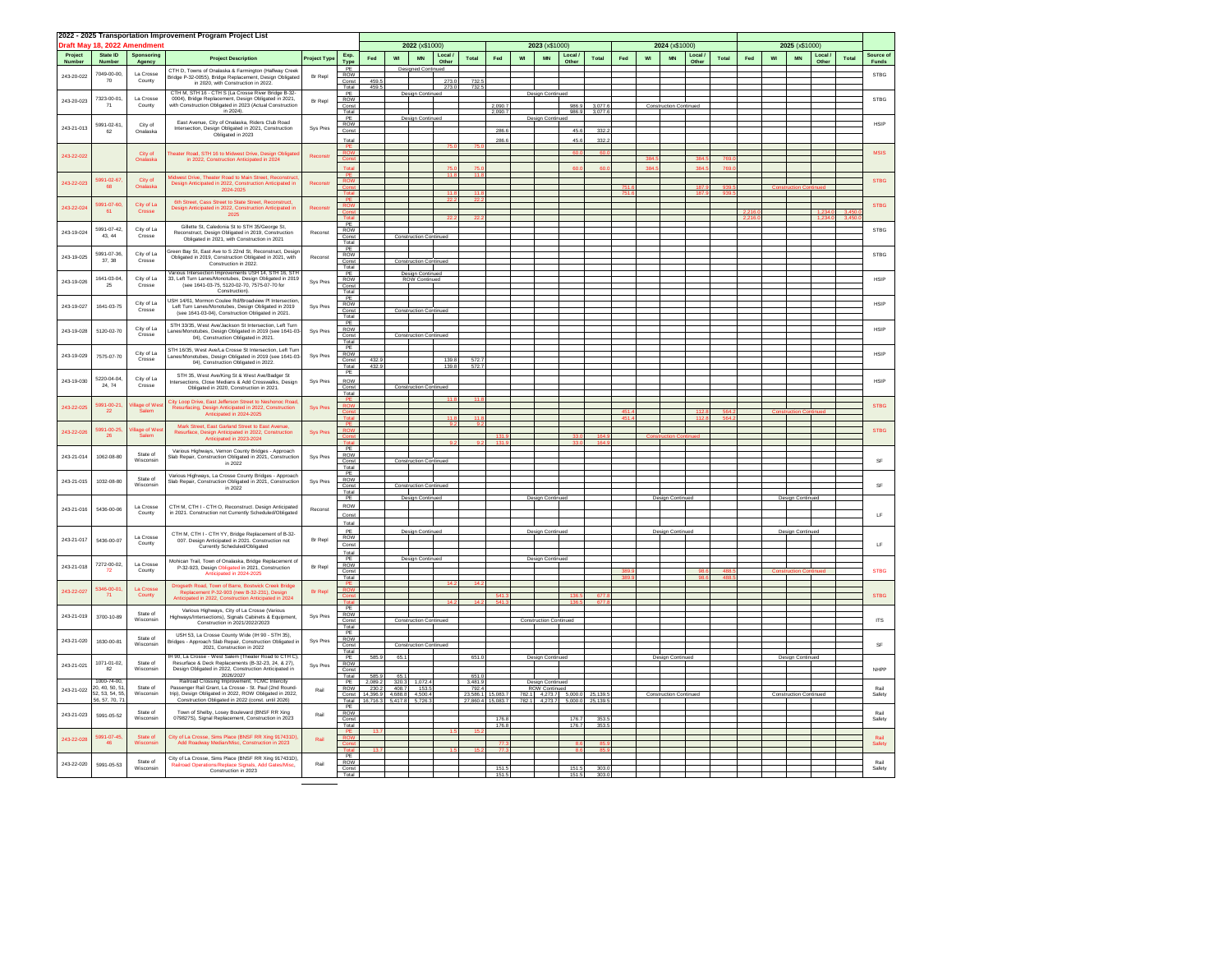## 2022 - 2025 Transportation Improvement Program Project List

**Draft May 18, 2022 Amendment**

| Project Number | State ID Number | Sponsoring Agency | Project Description | Project Type | Exp. Type | 2022 (x$1000) Fed | WI | MN | Local / Other | Total | 2023 (x$1000) Fed | WI | MN | Local / Other | Total | 2024 (x$1000) Fed | WI | MN | Local / Other | Total | 2025 (x$1000) Fed | WI | MN | Local / Other | Total | Source of Funds |
|---|---|---|---|---|---|---|---|---|---|---|---|---|---|---|---|---|---|---|---|---|---|---|---|---|---|---|
| 243-20-022 | 7049-00-00, 70 | La Crosse County | CTH D, Towns of Onalaska & Farmington (Halfway Creek Bridge P-32-0055), Bridge Replacement, Design Obligated in 2020, with Construction in 2022 | Br Repl | PE | Designed Continued | | | | | | | | | | | | | | | | | | | | STBG |
| | | | | | ROW | | | | | | | | | | | | | | | | | | | | | |
| | | | | | Const | 459.5 | | | 273.0 | 732.5 | | | | | | | | | | | | | | | | |
| | | | | | Total | 459.5 | | | 273.0 | 732.5 | | | | | | | | | | | | | | | | |
| 243-20-023 | 7323-00-01, 71 | La Crosse County | CTH M, STH 16 - CTH S (La Crosse River Bridge B-32-0004), Bridge Replacement, Design Obligated in 2021, with Construction Obligated in 2023 (Actual Construction in 2024). | Br Repl | PE | Design Continued | | | | | Design Continued | | | | | | | | | | | | | | | STBG |
| | | | | | ROW | | | | | | | | | | | | | | | | | | | | | |
| | | | | | Const | | | | | | 2,090.7 | | | 986.9 | 3,077.6 | Construction Continued | | | | | | | | | | |
| | | | | | Total | | | | | | 2,090.7 | | | 986.9 | 3,077.6 | | | | | | | | | | | |
| 243-21-013 | 5991-02-61, 62 | City of Onalaska | East Avenue, City of Onalaska, Riders Club Road Intersection, Design Obligated in 2021, Construction Obligated in 2023 | Sys Pres | PE | Design Continued | | | | | Design Continued | | | | | | | | | | | | | | | HSIP |
| | | | | | ROW | | | | | | | | | | | | | | | | | | | | | |
| | | | | | Const | | | | | | 286.6 | | | 45.6 | 332.2 | | | | | | | | | | | |
| | | | | | Total | | | | | | 286.6 | | | 45.6 | 332.2 | | | | | | | | | | | |
| 243-22-022 | | City of Onalaska | Theater Road, STH 16 to Midwest Drive, Design Obligated in 2022, Construction Anticipated in 2024 | Reconstr | PE | | | | 75.0 | 75.0 | | | | | | | | | | | | | | | | MSIS |
| | | | | | ROW | | | | | | | | | 60.0 | 60.0 | | | | | | | | | | | |
| | | | | | Const | | | | | | | | | | | | 384.5 | | 384.5 | 769.0 | | | | | | |
| | | | | | Total | | | | 75.0 | 75.0 | | | | 60.0 | 60.0 | | 384.5 | | 384.5 | 769.0 | | | | | | |
| 243-22-023 | 5991-02-67, 68 | City of Onalaska | Midwest Drive, Theater Road to Main Street, Reconstruct, Design Anticipated in 2022, Construction Anticipated in 2024-2025 | Reconstr | PE | | | | 11.8 | 11.8 | | | | | | | | | | | | | | | | STBG |
| | | | | | ROW | | | | | | | | | | | | | | | | | | | | | |
| | | | | | Const | | | | | | | | | | | 751.6 | | | 187.9 | 939.5 | Construction Continued | | | | | |
| | | | | | Total | | | | 11.8 | 11.8 | | | | | | 751.6 | | | 187.9 | 939.5 | | | | | | |
| 243-22-024 | 5991-07-60, 61 | City of La Crosse | 6th Street, Cass Street to State Street, Reconstruct, Design Anticipated in 2022, Construction Anticipated in 2025 | Reconstr | PE | | | | 22.2 | 22.2 | | | | | | | | | | | | | | | | STBG |
| | | | | | ROW | | | | | | | | | | | | | | | | | | | | | |
| | | | | | Const | | | | | | | | | | | | | | | | 2,216.0 | | | 1,234.0 | 3,450.0 | |
| | | | | | Total | | | | 22.2 | 22.2 | | | | | | | | | | | 2,216.0 | | | 1,234.0 | 3,450.0 | |
| 243-19-024 | 5991-07-42, 43, 44 | City of La Crosse | Gillette St, Caledonia St to STH 35/George St, Reconstruct, Design Obligated in 2019, Construction Obligated in 2021, with Construction in 2021. | Reconst | PE | | | | | | | | | | | | | | | | | | | | | STBG |
| | | | | | ROW | | | | | | | | | | | | | | | | | | | | | |
| | | | | | Const | Construction Continued | | | | | | | | | | | | | | | | | | | | |
| | | | | | Total | | | | | | | | | | | | | | | | | | | | | |
| 243-19-025 | 5991-07-36, 37, 38 | City of La Crosse | Green Bay St, East Ave to S 22nd St, Reconstruct, Design Obligated in 2019, Construction Obligated in 2021, with Construction in 2022. | Reconst | PE | | | | | | | | | | | | | | | | | | | | | STBG |
| | | | | | ROW | | | | | | | | | | | | | | | | | | | | | |
| | | | | | Const | Construction Continued | | | | | | | | | | | | | | | | | | | | |
| | | | | | Total | | | | | | | | | | | | | | | | | | | | | |
| 243-19-026 | 1641-03-04, 25 | City of La Crosse | Various Intersection Improvements USH 14, STH 16, STH 33, Left Turn Lanes/Monotubes, Design Obligated in 2019 (see 1641-03-75, 5120-02-70, 7575-07-70 for Construction). | Sys Pres | PE | Design Continued | | | | | | | | | | | | | | | | | | | | HSIP |
| | | | | | ROW | ROW Continued | | | | | | | | | | | | | | | | | | | | |
| | | | | | Const | | | | | | | | | | | | | | | | | | | | | |
| | | | | | Total | | | | | | | | | | | | | | | | | | | | | |
| 243-19-027 | 1641-03-75 | City of La Crosse | USH 14/61, Mormon Coulee Rd/Broadview Pl Intersection, Left Turn Lanes/Monotubes, Design Obligated in 2019 (see 1641-03-04), Construction Obligated in 2021. | Sys Pres | PE | | | | | | | | | | | | | | | | | | | | | HSIP |
| | | | | | ROW | | | | | | | | | | | | | | | | | | | | | |
| | | | | | Const | Construction Continued | | | | | | | | | | | | | | | | | | | | |
| | | | | | Total | | | | | | | | | | | | | | | | | | | | | |
| 243-19-028 | 5120-02-70 | City of La Crosse | STH 33/35, West Ave/Jackson St Intersection, Left Turn Lanes/Monotubes, Design Obligated in 2019 (see 1641-03-04), Construction Obligated in 2021. | Sys Pres | PE | | | | | | | | | | | | | | | | | | | | | HSIP |
| | | | | | ROW | | | | | | | | | | | | | | | | | | | | | |
| | | | | | Const | Construction Continued | | | | | | | | | | | | | | | | | | | | |
| | | | | | Total | | | | | | | | | | | | | | | | | | | | | |
| 243-19-029 | 7575-07-70 | City of La Crosse | STH 16/35, West Ave/La Crosse St Intersection, Left Turn Lanes/Monotubes, Design Obligated in 2019 (see 1641-03-04), Construction Obligated in 2022. | Sys Pres | PE | | | | | | | | | | | | | | | | | | | | | HSIP |
| | | | | | ROW | | | | | | | | | | | | | | | | | | | | | |
| | | | | | Const | 432.9 | | | 139.8 | 572.7 | | | | | | | | | | | | | | | | |
| | | | | | Total | 432.9 | | | 139.8 | 572.7 | | | | | | | | | | | | | | | | |
| 243-19-030 | 5220-04-04, 24, 74 | City of La Crosse | STH 35, West Ave/King St & West Ave/Badger St Intersections, Close Medians & Add Crosswalks, Design Obligated in 2020, Construction in 2021. | Sys Pres | PE | | | | | | | | | | | | | | | | | | | | | HSIP |
| | | | | | ROW | | | | | | | | | | | | | | | | | | | | | |
| | | | | | Const | Construction Continued | | | | | | | | | | | | | | | | | | | | |
| | | | | | Total | | | | | | | | | | | | | | | | | | | | | |
| 243-22-025 | 5991-00-21, 22 | Village of West Salem | City Loop Drive, East Jefferson Street to Nesheneoc Road, Resurfacing, Design Anticipated in 2022, Construction Anticipated in 2024-2025 | Sys Pres | PE | | | | 11.8 | 11.8 | | | | | | | | | | | | | | | | STBG |
| | | | | | ROW | | | | | | | | | | | | | | | | | | | | | |
| | | | | | Const | | | | | | | | | | | 451.4 | | | 112.8 | 564.2 | Construction Continued | | | | | |
| | | | | | Total | | | | 11.8 | 11.8 | | | | | | 451.4 | | | 112.8 | 564.2 | | | | | | |
| 243-22-026 | 5991-00-25, 26 | Village of West Salem | Mark Street, East Garland Street to East Avenue, Resurface, Design Anticipated in 2022, Construction Anticipated in 2023-2024 | Sys Pres | PE | | | | 9.2 | 9.2 | | | | | | | | | | | | | | | | STBG |
| | | | | | ROW | | | | | | | | | | | | | | | | | | | | | |
| | | | | | Const | | | | | | 131.9 | | | 33.0 | 164.9 | Construction Continued | | | | | | | | | | |
| | | | | | Total | | | | 9.2 | 9.2 | 131.9 | | | 33.0 | 164.9 | | | | | | | | | | | |
| 243-21-014 | 1062-08-80 | State of Wisconsin | Various Highways, Vernon County Bridges - Approach Slab Repair, Construction Obligated in 2021, Construction in 2022 | Sys Pres | PE | | | | | | | | | | | | | | | | | | | | | SF |
| | | | | | ROW | | | | | | | | | | | | | | | | | | | | | |
| | | | | | Const | Construction Continued | | | | | | | | | | | | | | | | | | | | |
| | | | | | Total | | | | | | | | | | | | | | | | | | | | | |
| 243-21-015 | 1032-08-80 | State of Wisconsin | Various Highways, La Crosse County Bridges - Approach Slab Repair, Construction Obligated in 2021, Construction in 2022 | Sys Pres | PE | | | | | | | | | | | | | | | | | | | | | SF |
| | | | | | ROW | | | | | | | | | | | | | | | | | | | | | |
| | | | | | Const | Construction Continued | | | | | | | | | | | | | | | | | | | | |
| | | | | | Total | | | | | | | | | | | | | | | | | | | | | |
| 243-21-016 | 5436-00-06 | La Crosse County | CTH M, CTH I - CTH O, Reconstruct. Design Anticipated in 2021. Construction not Currently Scheduled/Obligated | Reconst | PE | Design Continued | | | | | Design Continued | | | | | Design Continued | | | | | Design Continued | | | | | LF |
| | | | | | ROW | | | | | | | | | | | | | | | | | | | | | |
| | | | | | Const | | | | | | | | | | | | | | | | | | | | | |
| | | | | | Total | | | | | | | | | | | | | | | | | | | | | |
| 243-21-017 | 5436-00-07 | La Crosse County | CTH M, CTH I - CTH YY, Bridge Replacement of B-32-007. Design Anticipated in 2021. Construction not Currently Scheduled/Obligated | Br Repl | PE | Design Continued | | | | | Design Continued | | | | | Design Continued | | | | | Design Continued | | | | | LF |
| | | | | | ROW | | | | | | | | | | | | | | | | | | | | | |
| | | | | | Const | | | | | | | | | | | | | | | | | | | | | |
| | | | | | Total | | | | | | | | | | | | | | | | | | | | | |
| 243-21-018 | 7272-00-02, 72 | La Crosse County | Mohican Trail, Town of Onalaska, Bridge Replacement of P-32-923, Design Obligated in 2021, Construction Anticipated in 2024-2025 | Br Repl | PE | Design Continued | | | | | Design Continued | | | | | | | | | | | | | | | STBG |
| | | | | | ROW | | | | | | | | | | | | | | | | | | | | | |
| | | | | | Const | | | | | | | | | | | 389.9 | | | 98.6 | 488.5 | Construction Continued | | | | | |
| | | | | | Total | | | | | | | | | | | 389.9 | | | 98.6 | 488.5 | | | | | | |
| 243-22-027 | 5346-00-01, 71 | La Crosse County | Dregseth Road, Town of Barre, Bostwick Creek Bridge Replacement P-32-903 (new B-32-231), Design Anticipated in 2022, Construction Anticipated in 2024 | Br Repl | PE | | | | 14.2 | 14.2 | | | | | | | | | | | | | | | | STBG |
| | | | | | ROW | | | | | | | | | | | | | | | | | | | | | |
| | | | | | Const | | | | | | 541.3 | | | 136.5 | 677.8 | | | | | | | | | | | |
| | | | | | Total | | | | 14.2 | 14.2 | 541.3 | | | 136.5 | 677.8 | | | | | | | | | | | |
| 243-21-019 | 3700-10-89 | State of Wisconsin | Various Highways, City of La Crosse (Various Highways/Intersections), Signals Cabinets & Equipment, Construction in 2021/2022/2023 | Sys Pres | PE | | | | | | | | | | | | | | | | | | | | | ITS |
| | | | | | ROW | | | | | | | | | | | | | | | | | | | | | |
| | | | | | Const | Construction Continued | | | | | Construction Continued | | | | | | | | | | | | | | | |
| | | | | | Total | | | | | | | | | | | | | | | | | | | | | |
| 243-21-020 | 1630-00-81 | State of Wisconsin | USH 53, La Crosse County Wide (IH 90 - STH 35), Bridges - Approach Slab Repair, Construction Obligated in 2021, Construction in 2022 | Sys Pres | PE | | | | | | | | | | | | | | | | | | | | | SF |
| | | | | | ROW | | | | | | | | | | | | | | | | | | | | | |
| | | | | | Const | Construction Continued | | | | | | | | | | | | | | | | | | | | |
| | | | | | Total | | | | | | | | | | | | | | | | | | | | | |
| 243-21-021 | 1071-01-02, 82 | State of Wisconsin | IH 90, La Crosse - West Salem (Theater Road to CTH C), Resurface & Deck Replacements (B-32-23, 24, & 27), Design Obligated in 2022, Construction Anticipated in 2026/2027 | Sys Pres | PE | 585.9 | 65.1 | | | 651.0 | Design Continued | | | | | Design Continued | | | | | Design Continued | | | | | NHPP |
| | | | | | ROW | | | | | | | | | | | | | | | | | | | | | |
| | | | | | Const | | | | | | | | | | | | | | | | | | | | | |
| | | | | | Total | 585.9 | 65.1 | | | 651.0 | | | | | | | | | | | | | | | | |
| 243-21-022 | 1000-74-00, 20, 40, 50, 51, 52, 53, 54, 55, 56, 57, 70, 71 | State of Wisconsin | Railroad Crossing Improvement, TCMC Intercity Passenger Rail Grant, La Crosse - St. Paul (2nd Round-trip), Design Obligated in 2022, ROW Obligated in 2022, Construction Obligated in 2022 (const. until 2026) | Rail | PE | 2,089.2 | 320.3 | 1,072.4 | | 3,481.9 | Design Continued | | | | | | | | | | | | | | | Rail Safety |
| | | | | | ROW | 230.2 | 408.7 | 153.5 | | 792.4 | ROW Continued | | | | | | | | | | | | | | | |
| | | | | | Const | 14,396.9 | 4,688.8 | 4,500.4 | | 23,586.1 | 15,083.7 | 782.1 | 4,273.7 | 5,000.0 | 25,139.5 | Construction Continued | | | | | Construction Continued | | | | | |
| | | | | | Total | 16,716.3 | 5,417.8 | 5,726.3 | | 27,860.4 | 15,083.7 | 782.1 | 4,273.7 | 5,000.0 | 25,139.5 | | | | | | | | | | | |
| 243-21-023 | 5991-05-52 | State of Wisconsin | Town of Shelby, Losey Boulevard (BNSF RR Xing 079827S), Signal Replacement, Construction in 2023 | Rail | PE | | | | | | | | | | | | | | | | | | | | | Rail Safety |
| | | | | | ROW | | | | | | | | | | | | | | | | | | | | | |
| | | | | | Const | | | | | | 176.8 | | | 176.7 | 353.5 | | | | | | | | | | | |
| | | | | | Total | | | | | | 176.8 | | | 176.7 | 353.5 | | | | | | | | | | | |
| 243-22-028 | 5991-07-45, 46 | State of Wisconsin | City of La Crosse, Sims Place (BNSF RR Xing 917431D), Add Roadway Median/Misc, Construction in 2023 | Rail | PE | 13.7 | | | 1.5 | 15.2 | | | | | | | | | | | | | | | | Rail Safety |
| | | | | | ROW | | | | | | | | | | | | | | | | | | | | | |
| | | | | | Const | | | | | | 77.3 | | | 8.6 | 85.9 | | | | | | | | | | | |
| | | | | | Total | 13.7 | | | 1.5 | 15.2 | 77.3 | | | 8.6 | 85.9 | | | | | | | | | | | |
| 243-22-020 | 5991-05-53 | State of Wisconsin | City of La Crosse, Sims Place (BNSF RR Xing 917431D), Railroad Operations/Replace Signals, Add Gates/Misc, Construction in 2023 | Rail | PE | | | | | | | | | | | | | | | | | | | | | Rail Safety |
| | | | | | ROW | | | | | | | | | | | | | | | | | | | | | |
| | | | | | Const | | | | | | 151.5 | | | 151.5 | 303.0 | | | | | | | | | | | |
| | | | | | Total | | | | | | 151.5 | | | 151.5 | 303.0 | | | | | | | | | | | |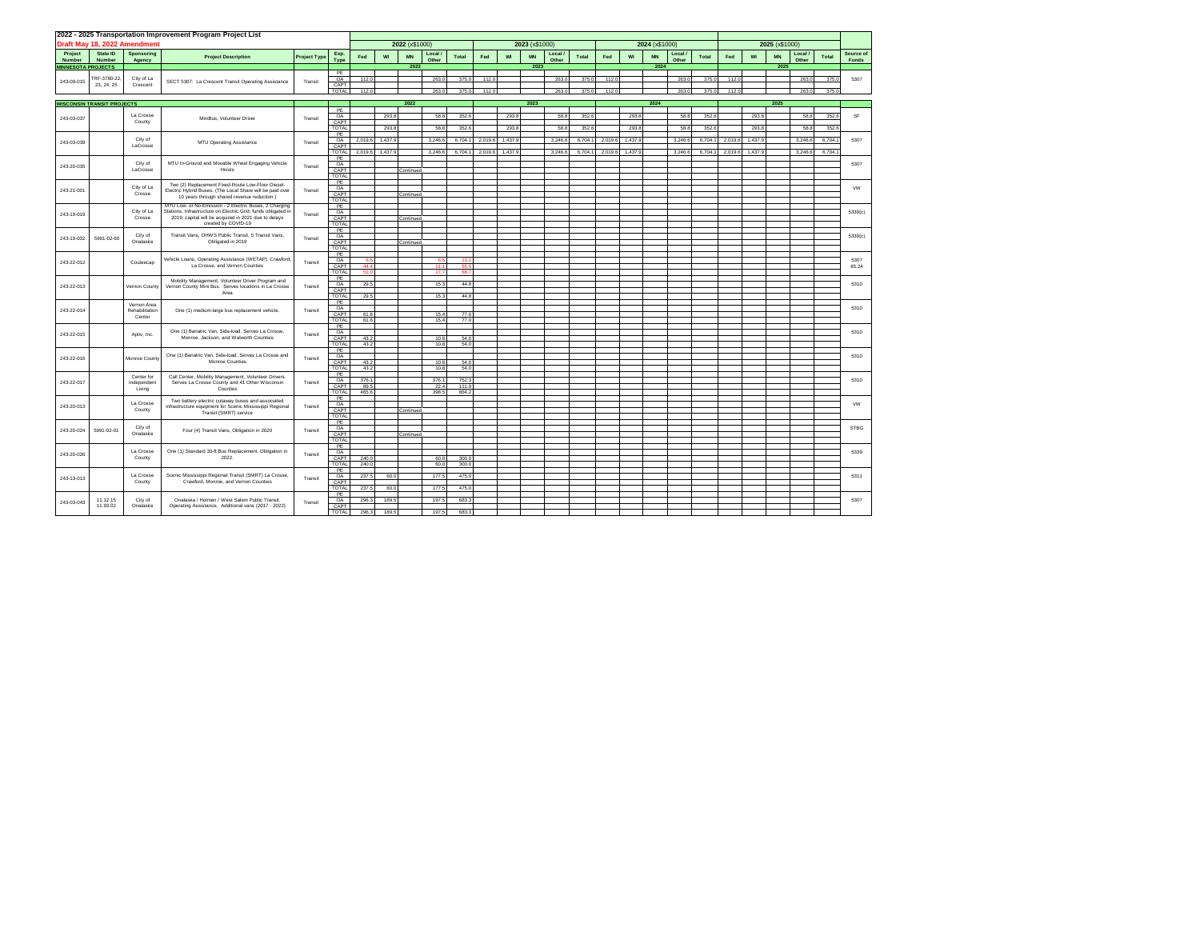## 2022 - 2025 Transportation Improvement Program Project List

**Draft May 18, 2022 Amendment**

| Project Number | State ID Number | Sponsoring Agency | Project Description | Project Type | Exp. Type | 2022 (x$1000) Fed | 2022 WI | 2022 MN | 2022 Local / Other | 2022 Total | 2023 (x$1000) Fed | 2023 WI | 2023 MN | 2023 Local / Other | 2023 Total | 2024 (x$1000) Fed | 2024 WI | 2024 MN | 2024 Local / Other | 2024 Total | 2025 (x$1000) Fed | 2025 WI | 2025 MN | 2025 Local / Other | 2025 Total | Source of Funds |
|---|---|---|---|---|---|---|---|---|---|---|---|---|---|---|---|---|---|---|---|---|---|---|---|---|---|---|
| **MINNESOTA PROJECTS** | | | | | | | | 2022 | | | | | 2023 | | | | | 2024 | | | | | 2025 | | | |
| 243-09-015 | TRF-3780-22, 23, 24, 25 | City of La Crescent | SECT 5307: La Crescent Transit Operating Assistance | Transit | PE | | | | | | | | | | | | | | | | | | | | | 5307 |
| | | | | | OA | 112.0 | | | 263.0 | 375.0 | 112.0 | | | 263.0 | 375.0 | 112.0 | | | 263.0 | 375.0 | 112.0 | | | 263.0 | 375.0 | |
| | | | | | CAPT | | | | | | | | | | | | | | | | | | | | | |
| | | | | | TOTAL | 112.0 | | | 263.0 | 375.0 | 112.0 | | | 263.0 | 375.0 | 112.0 | | | 263.0 | 375.0 | 112.0 | | | 263.0 | 375.0 | |
| **WISCONSIN TRANSIT PROJECTS** | | | | | | | | 2022 | | | | | 2023 | | | | | 2024 | | | | | 2025 | | | |
| 243-03-037 | | La Crosse County | MiniBus, Volunteer Driver | Transit | PE | | | | | | | | | | | | | | | | | | | | | SF |
| | | | | | OA | | 293.8 | | 58.8 | 352.6 | | 293.8 | | 58.8 | 352.6 | | 293.8 | | 58.8 | 352.6 | | 293.8 | | 58.8 | 352.6 | |
| | | | | | CAPT | | | | | | | | | | | | | | | | | | | | | |
| | | | | | TOTAL | | 293.8 | | 58.8 | 352.6 | | 293.8 | | 58.8 | 352.6 | | 293.8 | | 58.8 | 352.6 | | 293.8 | | 58.8 | 352.6 | |
| 243-03-039 | | City of LaCrosse | MTU Operating Assistance | Transit | PE | | | | | | | | | | | | | | | | | | | | | 5307 |
| | | | | | OA | 2,019.6 | 1,437.9 | | 3,246.6 | 6,704.1 | 2,019.6 | 1,437.9 | | 3,246.6 | 6,704.1 | 2,019.6 | 1,437.9 | | 3,246.6 | 6,704.1 | 2,019.6 | 1,437.9 | | 3,246.6 | 6,704.1 | |
| | | | | | CAPT | | | | | | | | | | | | | | | | | | | | | |
| | | | | | TOTAL | 2,019.6 | 1,437.9 | | 3,246.6 | 6,704.1 | 2,019.6 | 1,437.9 | | 3,246.6 | 6,704.1 | 2,019.6 | 1,437.9 | | 3,246.6 | 6,704.1 | 2,019.6 | 1,437.9 | | 3,246.6 | 6,704.1 | |
| 243-20-035 | | City of LaCrosse | MTU In-Ground and Movable Wheel Engaging Vehicle Hoists | Transit | PE | | | | | | | | | | | | | | | | | | | | | 5307 |
| | | | | | OA | | | | | | | | | | | | | | | | | | | | | |
| | | | | | CAPT | | | Continued | | | | | | | | | | | | | | | | | | |
| | | | | | TOTAL | | | | | | | | | | | | | | | | | | | | | |
| 243-21-001 | | City of La Crosse | Two (2) Replacement Fixed-Route Low-Floor Diesel-Electric Hybrid Buses. (The Local Share will be paid over 10 years through shared revenue reduction.) | Transit | PE | | | | | | | | | | | | | | | | | | | | | VW |
| | | | | | OA | | | | | | | | | | | | | | | | | | | | | |
| | | | | | CAPT | | | Continued | | | | | | | | | | | | | | | | | | |
| | | | | | TOTAL | | | | | | | | | | | | | | | | | | | | | |
| 243-19-019 | | City of La Crosse | MTU Low- or No-Emission - 2 Electric Buses, 2 Charging Stations, Infrastructure on Electric Grid; funds obligated in 2019; capital will be acquired in 2021 due to delays created by COVID-19 | Transit | PE | | | | | | | | | | | | | | | | | | | | | 5339(c) |
| | | | | | OA | | | | | | | | | | | | | | | | | | | | | |
| | | | | | CAPT | | | Continued | | | | | | | | | | | | | | | | | | |
| | | | | | TOTAL | | | | | | | | | | | | | | | | | | | | | |
| 243-19-032 | 5991-02-60 | City of Onalaska | Transit Vans, OHWS Public Transit, 5 Transit Vans, Obligated in 2019 | Transit | PE | | | | | | | | | | | | | | | | | | | | | 5339(c) |
| | | | | | OA | | | | | | | | | | | | | | | | | | | | | |
| | | | | | CAPT | | | Continued | | | | | | | | | | | | | | | | | | |
| | | | | | TOTAL | | | | | | | | | | | | | | | | | | | | | |
| 243-22-012 | | Couleecap | Vehicle Loans, Operating Assistance (WETAP), Crawford, La Crosse, and Vernon Counties | Transit | PE | | | | | | | | | | | | | | | | | | | | | 5307 85.24 |
| | | | | | OA | 6.6 | | | 6.6 | 13.2 | | | | | | | | | | | | | | | | |
| | | | | | CAPT | 44.4 | | | 11.1 | 55.5 | | | | | | | | | | | | | | | | |
| | | | | | TOTAL | 51.0 | | | 17.7 | 68.7 | | | | | | | | | | | | | | | | |
| 243-22-013 | | Vernon County | Mobility Management, Volunteer Driver Program and Vernon County Mini Bus. Serves locations in La Crosse Area | Transit | PE | | | | | | | | | | | | | | | | | | | | | 5310 |
| | | | | | OA | 29.5 | | | 15.3 | 44.8 | | | | | | | | | | | | | | | | |
| | | | | | CAPT | | | | | | | | | | | | | | | | | | | | | |
| | | | | | TOTAL | 29.5 | | | 15.3 | 44.8 | | | | | | | | | | | | | | | | |
| 243-22-014 | | Vernon Area Rehabilitation Center | One (1) medium-large bus replacement vehicle. | Transit | PE | | | | | | | | | | | | | | | | | | | | | 5310 |
| | | | | | OA | | | | | | | | | | | | | | | | | | | | | |
| | | | | | CAPT | 61.6 | | | 15.4 | 77.0 | | | | | | | | | | | | | | | | |
| | | | | | TOTAL | 61.6 | | | 15.4 | 77.0 | | | | | | | | | | | | | | | | |
| 243-22-015 | | Aptiv, Inc. | One (1) Bariatric Van, Side-load. Serves La Crosse, Monroe, Jackson, and Walworth Counties | Transit | PE | | | | | | | | | | | | | | | | | | | | | 5310 |
| | | | | | OA | | | | | | | | | | | | | | | | | | | | | |
| | | | | | CAPT | 43.2 | | | 10.8 | 54.0 | | | | | | | | | | | | | | | | |
| | | | | | TOTAL | 43.2 | | | 10.8 | 54.0 | | | | | | | | | | | | | | | | |
| 243-22-016 | | Monroe County | One (1) Bariatric Van, Side-load. Serves La Crosse and Monroe Counties | Transit | PE | | | | | | | | | | | | | | | | | | | | | 5310 |
| | | | | | OA | | | | | | | | | | | | | | | | | | | | | |
| | | | | | CAPT | 43.2 | | | 10.8 | 54.0 | | | | | | | | | | | | | | | | |
| | | | | | TOTAL | 43.2 | | | 10.8 | 54.0 | | | | | | | | | | | | | | | | |
| 243-22-017 | | Center for Independent Living | Call Center, Mobility Management, Volunteer Drivers. Serves La Crosse County and 41 Other Wisconsin Counties | Transit | PE | | | | | | | | | | | | | | | | | | | | | 5310 |
| | | | | | OA | 376.1 | | | 376.1 | 752.3 | | | | | | | | | | | | | | | | |
| | | | | | CAPT | 89.5 | | | 22.4 | 111.9 | | | | | | | | | | | | | | | | |
| | | | | | TOTAL | 465.6 | | | 398.5 | 864.2 | | | | | | | | | | | | | | | | |
| 243-20-013 | | La Crosse County | Two battery electric cutaway buses and associated infrastructure equipment for Scenic Mississippi Regional Transit (SMRT) service | Transit | PE | | | | | | | | | | | | | | | | | | | | | VW |
| | | | | | OA | | | | | | | | | | | | | | | | | | | | | |
| | | | | | CAPT | | | Continued | | | | | | | | | | | | | | | | | | |
| | | | | | TOTAL | | | | | | | | | | | | | | | | | | | | | |
| 243-20-024 | 5991-02-01 | City of Onalaska | Four (4) Transit Vans, Obligation in 2020 | Transit | PE | | | | | | | | | | | | | | | | | | | | | STBG |
| | | | | | OA | | | | | | | | | | | | | | | | | | | | | |
| | | | | | CAPT | | | Continued | | | | | | | | | | | | | | | | | | |
| | | | | | TOTAL | | | | | | | | | | | | | | | | | | | | | |
| 243-20-026 | | La Crosse County | One (1) Standard 30-ft Bus Replacement, Obligation in 2022. | Transit | PE | | | | | | | | | | | | | | | | | | | | | 5339 |
| | | | | | OA | | | | | | | | | | | | | | | | | | | | | |
| | | | | | CAPT | 240.0 | | | 60.0 | 300.0 | | | | | | | | | | | | | | | | |
| | | | | | TOTAL | 240.0 | | | 60.0 | 300.0 | | | | | | | | | | | | | | | | |
| 243-13-013 | | La Crosse County | Scenic Mississippi Regional Transit (SMRT) La Crosse, Crawford, Monroe, and Vernon Counties | Transit | PE | | | | | | | | | | | | | | | | | | | | | 5311 |
| | | | | | OA | 237.5 | 60.0 | | 177.5 | 475.0 | | | | | | | | | | | | | | | | |
| | | | | | CAPT | | | | | | | | | | | | | | | | | | | | | |
| | | | | | TOTAL | 237.5 | 60.0 | | 177.5 | 475.0 | | | | | | | | | | | | | | | | |
| 243-03-043 | 11.12.15 11.93.02 | City of Onalaska | Onalaska / Holmen / West Salem Public Transit. Operating Assistance, Additional vans (2017 - 2022) | Transit | PE | | | | | | | | | | | | | | | | | | | | | 5307 |
| | | | | | OA | 296.3 | 189.5 | | 197.5 | 683.3 | | | | | | | | | | | | | | | | |
| | | | | | CAPT | | | | | | | | | | | | | | | | | | | | | |
| | | | | | TOTAL | 296.3 | 189.5 | | 197.5 | 683.3 | | | | | | | | | | | | | | | | |